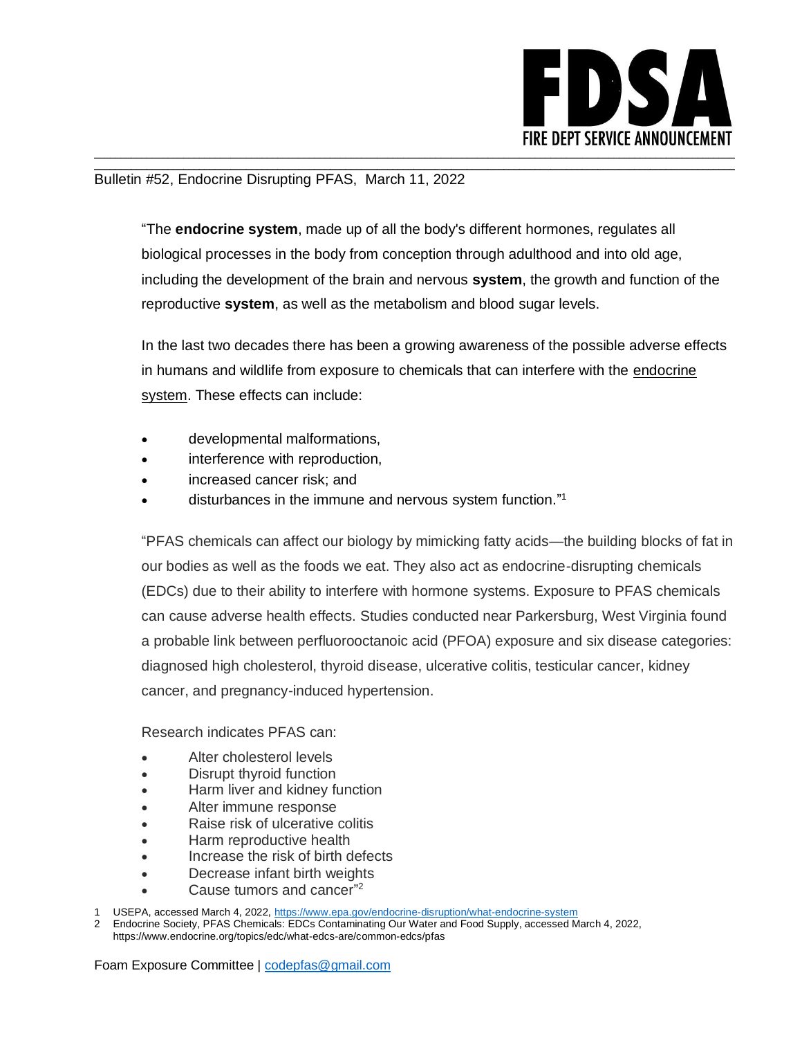**FDSA**

**FIRE DEPT SERVICE ANNOUNCEMENT**

---

Bulletin #52, Endocrine Disrupting PFAS, March 11, 2022

"The **endocrine system**, made up of all the body's different hormones, regulates all biological processes in the body from conception through adulthood and into old age, including the development of the brain and nervous **system**, the growth and function of the reproductive **system**, as well as the metabolism and blood sugar levels.

In the last two decades there has been a growing awareness of the possible adverse effects in humans and wildlife from exposure to chemicals that can interfere with the endocrine system. These effects can include:

- developmental malformations,
- interference with reproduction,
- increased cancer risk; and
- disturbances in the immune and nervous system function."[1]

"PFAS chemicals can affect our biology by mimicking fatty acids—the building blocks of fat in our bodies as well as the foods we eat. They also act as endocrine-disrupting chemicals (EDCs) due to their ability to interfere with hormone systems. Exposure to PFAS chemicals can cause adverse health effects. Studies conducted near Parkersburg, West Virginia found a probable link between perfluorooctanoic acid (PFOA) exposure and six disease categories: diagnosed high cholesterol, thyroid disease, ulcerative colitis, testicular cancer, kidney cancer, and pregnancy-induced hypertension.

Research indicates PFAS can:

- Alter cholesterol levels
- Disrupt thyroid function
- Harm liver and kidney function
- Alter immune response
- Raise risk of ulcerative colitis
- Harm reproductive health
- Increase the risk of birth defects
- Decrease infant birth weights
- Cause tumors and cancer"[2]

1 USEPA, accessed March 4, 2022, https://www.epa.gov/endocrine-disruption/what-endocrine-system

2 Endocrine Society, PFAS Chemicals: EDCs Contaminating Our Water and Food Supply, accessed March 4, 2022, https://www.endocrine.org/topics/edc/what-edcs-are/common-edcs/pfas

Foam Exposure Committee | codepfas@gmail.com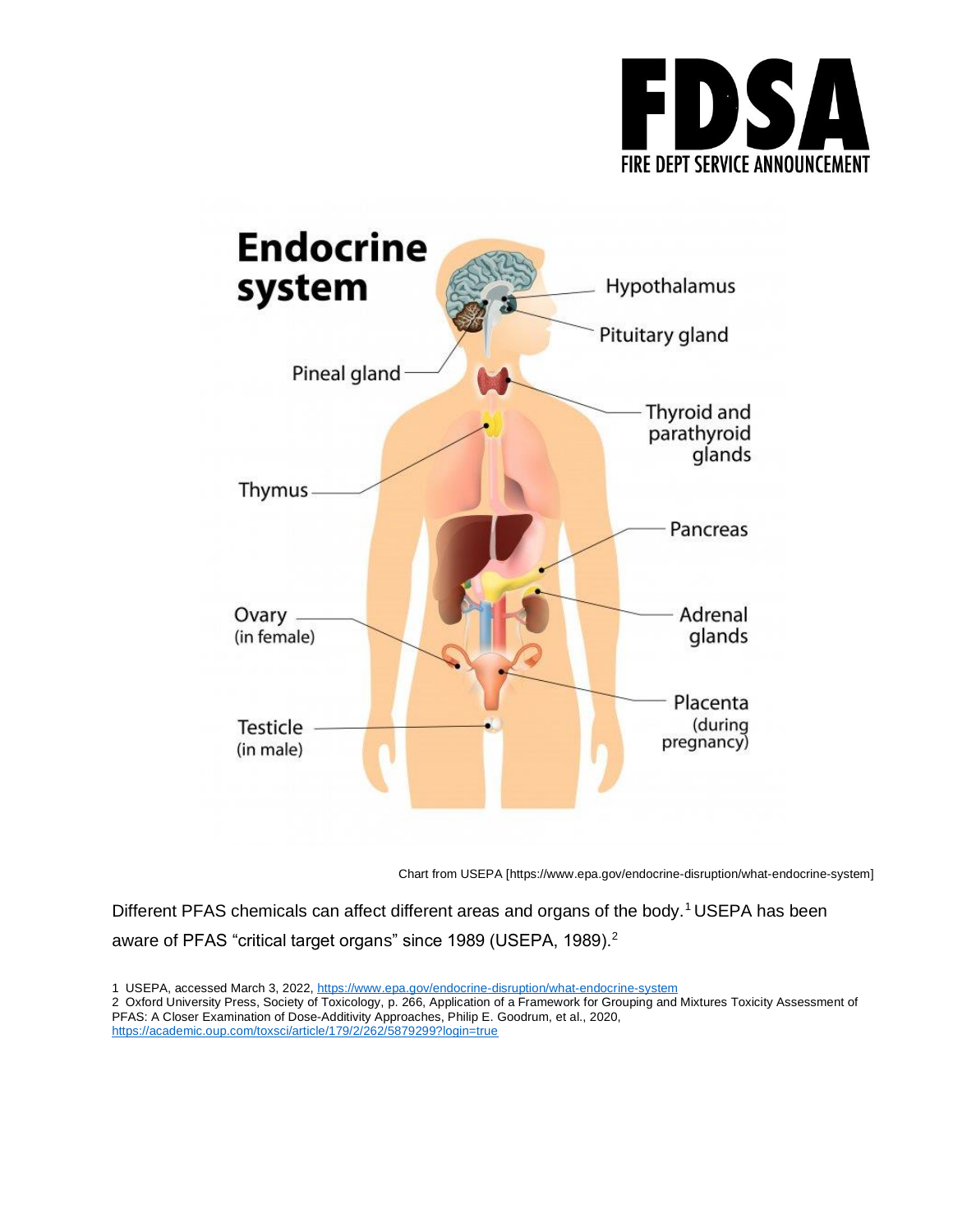FDSA
FIRE DEPT SERVICE ANNOUNCEMENT

Endocrine system

Hypothalamus

Pituitary gland

Pineal gland

Thyroid and parathyroid glands

Thymus

Pancreas

Adrenal glands

Ovary (in female)

Placenta (during pregnancy)

Testicle (in male)

Chart from USEPA [https://www.epa.gov/endocrine-disruption/what-endocrine-system]

Different PFAS chemicals can affect different areas and organs of the body.[1] USEPA has been aware of PFAS "critical target organs" since 1989 (USEPA, 1989).[2]

1 USEPA, accessed March 3, 2022, https://www.epa.gov/endocrine-disruption/what-endocrine-system

2 Oxford University Press, Society of Toxicology, p. 266, Application of a Framework for Grouping and Mixtures Toxicity Assessment of PFAS: A Closer Examination of Dose-Additivity Approaches, Philip E. Goodrum, et al., 2020, https://academic.oup.com/toxsci/article/179/2/262/5879299?login=true